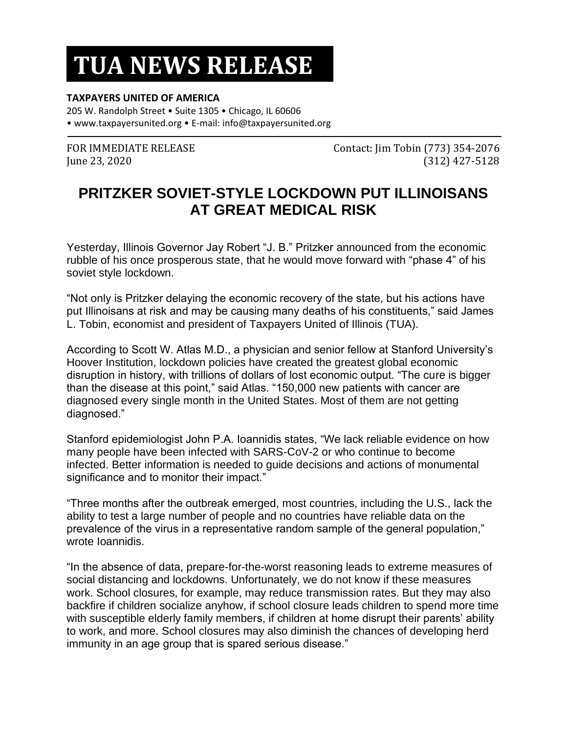# TUA NEWS RELEASE

**TAXPAYERS UNITED OF AMERICA**

205 W. Randolph Street • Suite 1305 • Chicago, IL 60606
• www.taxpayersunited.org • E-mail: info@taxpayersunited.org

FOR IMMEDIATE RELEASE
June 23, 2020

Contact: Jim Tobin (773) 354-2076
(312) 427-5128

## PRITZKER SOVIET-STYLE LOCKDOWN PUT ILLINOISANS AT GREAT MEDICAL RISK

Yesterday, Illinois Governor Jay Robert "J. B." Pritzker announced from the economic rubble of his once prosperous state, that he would move forward with "phase 4" of his soviet style lockdown.

"Not only is Pritzker delaying the economic recovery of the state, but his actions have put Illinoisans at risk and may be causing many deaths of his constituents," said James L. Tobin, economist and president of Taxpayers United of Illinois (TUA).

According to Scott W. Atlas M.D., a physician and senior fellow at Stanford University's Hoover Institution, lockdown policies have created the greatest global economic disruption in history, with trillions of dollars of lost economic output. "The cure is bigger than the disease at this point," said Atlas. "150,000 new patients with cancer are diagnosed every single month in the United States. Most of them are not getting diagnosed."

Stanford epidemiologist John P.A. Ioannidis states, "We lack reliable evidence on how many people have been infected with SARS-CoV-2 or who continue to become infected. Better information is needed to guide decisions and actions of monumental significance and to monitor their impact."

"Three months after the outbreak emerged, most countries, including the U.S., lack the ability to test a large number of people and no countries have reliable data on the prevalence of the virus in a representative random sample of the general population," wrote Ioannidis.

"In the absence of data, prepare-for-the-worst reasoning leads to extreme measures of social distancing and lockdowns. Unfortunately, we do not know if these measures work. School closures, for example, may reduce transmission rates. But they may also backfire if children socialize anyhow, if school closure leads children to spend more time with susceptible elderly family members, if children at home disrupt their parents' ability to work, and more. School closures may also diminish the chances of developing herd immunity in an age group that is spared serious disease."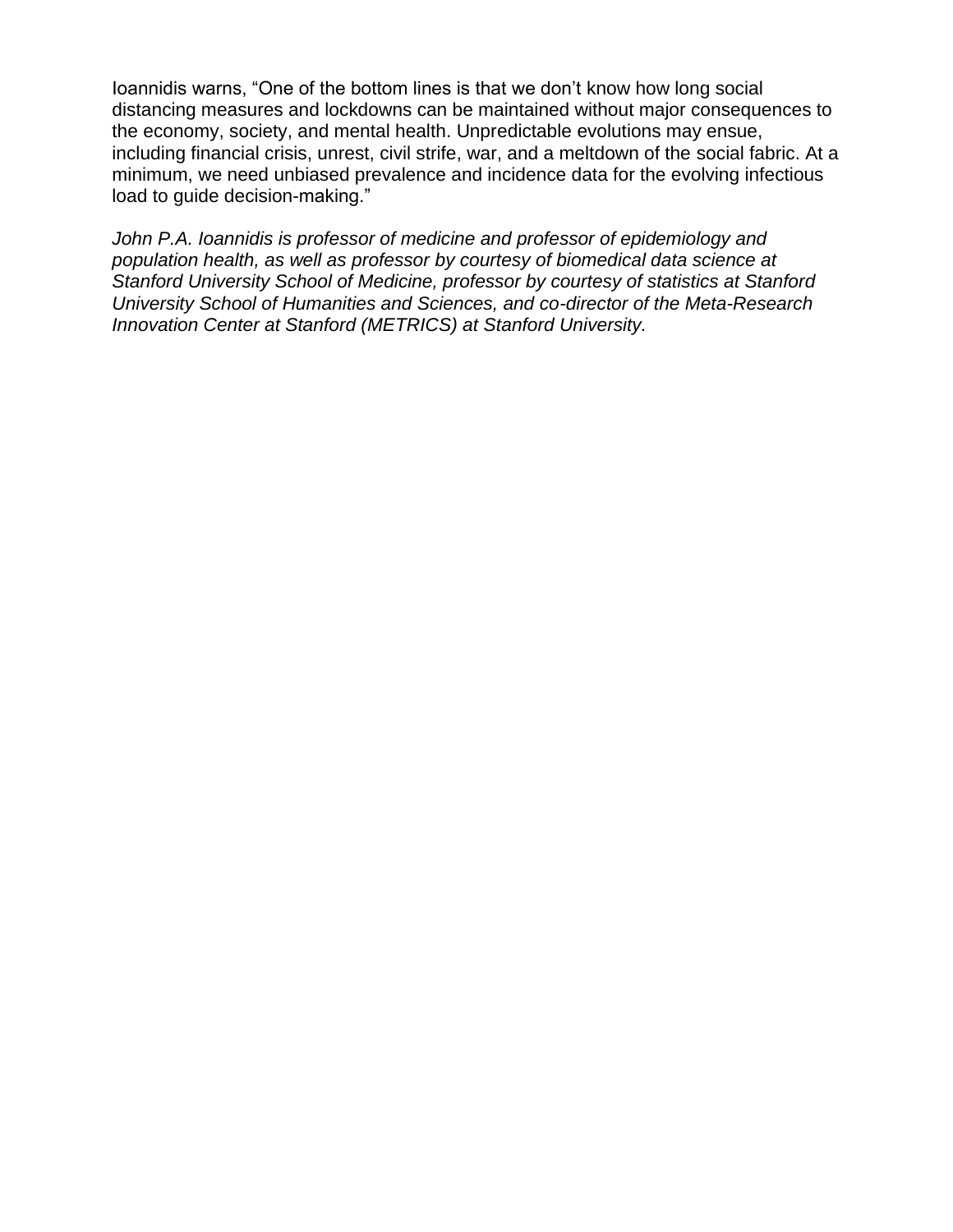Ioannidis warns, “One of the bottom lines is that we don’t know how long social distancing measures and lockdowns can be maintained without major consequences to the economy, society, and mental health. Unpredictable evolutions may ensue, including financial crisis, unrest, civil strife, war, and a meltdown of the social fabric. At a minimum, we need unbiased prevalence and incidence data for the evolving infectious load to guide decision-making.”

*John P.A. Ioannidis is professor of medicine and professor of epidemiology and population health, as well as professor by courtesy of biomedical data science at Stanford University School of Medicine, professor by courtesy of statistics at Stanford University School of Humanities and Sciences, and co-director of the Meta-Research Innovation Center at Stanford (METRICS) at Stanford University.*